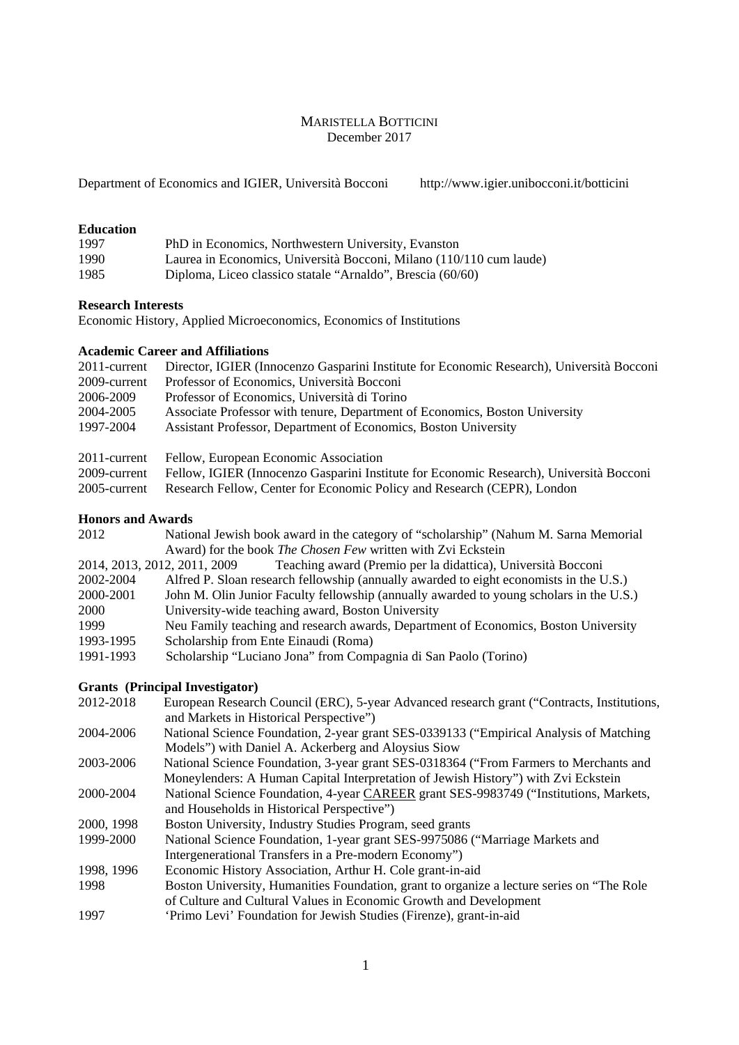MARISTELLA BOTTICINI
December 2017

Department of Economics and IGIER, Università Bocconi http://www.igier.unibocconi.it/botticini

## Education

| | |
|---|---|
| 1997 | PhD in Economics, Northwestern University, Evanston |
| 1990 | Laurea in Economics, Università Bocconi, Milano (110/110 cum laude) |
| 1985 | Diploma, Liceo classico statale "Arnaldo", Brescia (60/60) |

## Research Interests

Economic History, Applied Microeconomics, Economics of Institutions

## Academic Career and Affiliations

| | |
|---|---|
| 2011-current | Director, IGIER (Innocenzo Gasparini Institute for Economic Research), Università Bocconi |
| 2009-current | Professor of Economics, Università Bocconi |
| 2006-2009 | Professor of Economics, Università di Torino |
| 2004-2005 | Associate Professor with tenure, Department of Economics, Boston University |
| 1997-2004 | Assistant Professor, Department of Economics, Boston University |
| 2011-current | Fellow, European Economic Association |
| 2009-current | Fellow, IGIER (Innocenzo Gasparini Institute for Economic Research), Università Bocconi |
| 2005-current | Research Fellow, Center for Economic Policy and Research (CEPR), London |

## Honors and Awards

| | |
|---|---|
| 2012 | National Jewish book award in the category of "scholarship" (Nahum M. Sarna Memorial Award) for the book *The Chosen Few* written with Zvi Eckstein |
| 2014, 2013, 2012, 2011, 2009 | Teaching award (Premio per la didattica), Università Bocconi |
| 2002-2004 | Alfred P. Sloan research fellowship (annually awarded to eight economists in the U.S.) |
| 2000-2001 | John M. Olin Junior Faculty fellowship (annually awarded to young scholars in the U.S.) |
| 2000 | University-wide teaching award, Boston University |
| 1999 | Neu Family teaching and research awards, Department of Economics, Boston University |
| 1993-1995 | Scholarship from Ente Einaudi (Roma) |
| 1991-1993 | Scholarship "Luciano Jona" from Compagnia di San Paolo (Torino) |

## Grants (Principal Investigator)

| | |
|---|---|
| 2012-2018 | European Research Council (ERC), 5-year Advanced research grant ("Contracts, Institutions, and Markets in Historical Perspective") |
| 2004-2006 | National Science Foundation, 2-year grant SES-0339133 ("Empirical Analysis of Matching Models") with Daniel A. Ackerberg and Aloysius Siow |
| 2003-2006 | National Science Foundation, 3-year grant SES-0318364 ("From Farmers to Merchants and Moneylenders: A Human Capital Interpretation of Jewish History") with Zvi Eckstein |
| 2000-2004 | National Science Foundation, 4-year CAREER grant SES-9983749 ("Institutions, Markets, and Households in Historical Perspective") |
| 2000, 1998 | Boston University, Industry Studies Program, seed grants |
| 1999-2000 | National Science Foundation, 1-year grant SES-9975086 ("Marriage Markets and Intergenerational Transfers in a Pre-modern Economy") |
| 1998, 1996 | Economic History Association, Arthur H. Cole grant-in-aid |
| 1998 | Boston University, Humanities Foundation, grant to organize a lecture series on "The Role of Culture and Cultural Values in Economic Growth and Development |
| 1997 | 'Primo Levi' Foundation for Jewish Studies (Firenze), grant-in-aid |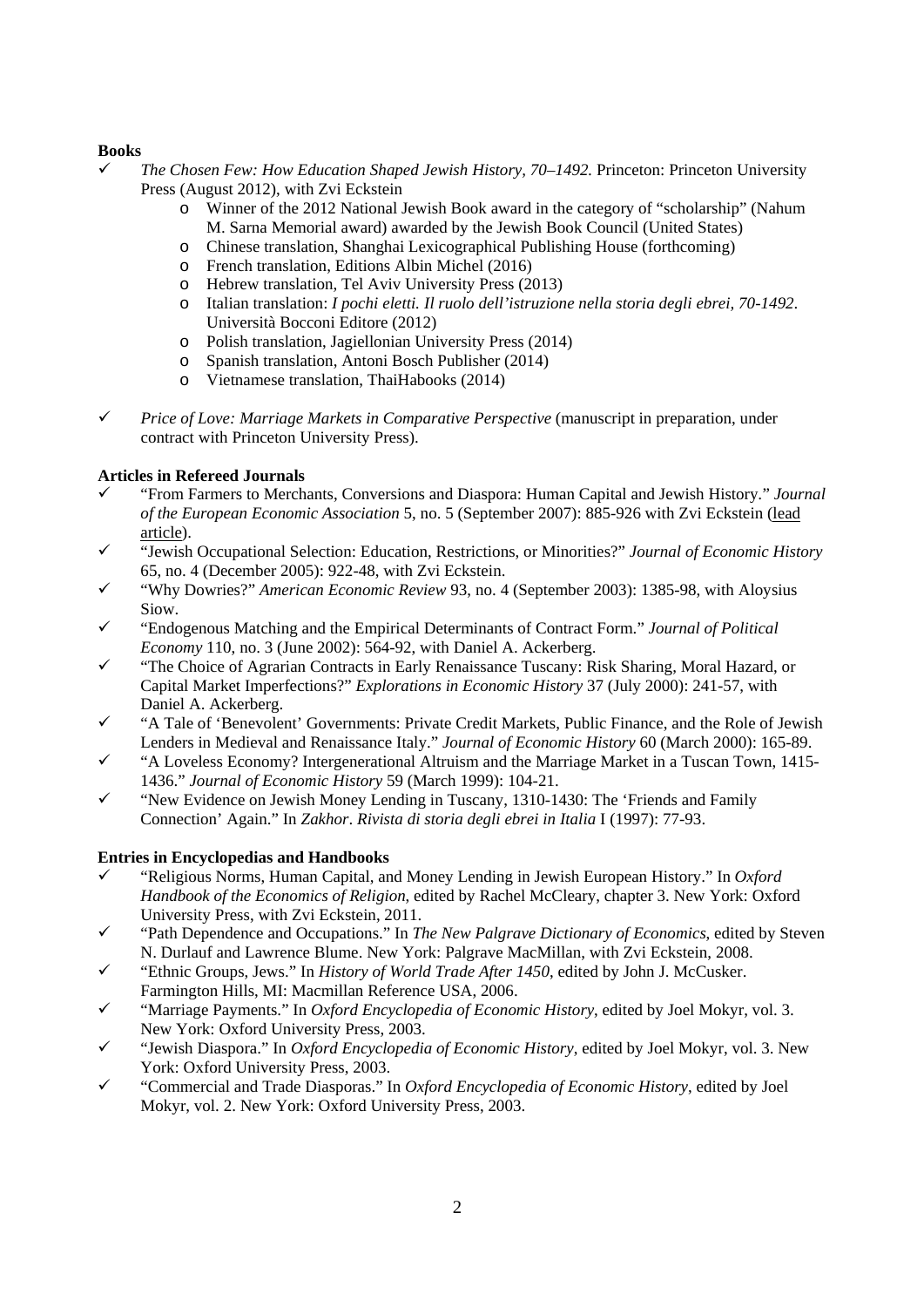**Books**

- ✓ *The Chosen Few: How Education Shaped Jewish History, 70–1492.* Princeton: Princeton University Press (August 2012), with Zvi Eckstein
  - o Winner of the 2012 National Jewish Book award in the category of "scholarship" (Nahum M. Sarna Memorial award) awarded by the Jewish Book Council (United States)
  - o Chinese translation, Shanghai Lexicographical Publishing House (forthcoming)
  - o French translation, Editions Albin Michel (2016)
  - o Hebrew translation, Tel Aviv University Press (2013)
  - o Italian translation: *I pochi eletti. Il ruolo dell'istruzione nella storia degli ebrei, 70-1492*. Università Bocconi Editore (2012)
  - o Polish translation, Jagiellonian University Press (2014)
  - o Spanish translation, Antoni Bosch Publisher (2014)
  - o Vietnamese translation, ThaiHabooks (2014)
- ✓ *Price of Love: Marriage Markets in Comparative Perspective* (manuscript in preparation, under contract with Princeton University Press).

**Articles in Refereed Journals**

- ✓ "From Farmers to Merchants, Conversions and Diaspora: Human Capital and Jewish History." *Journal of the European Economic Association* 5, no. 5 (September 2007): 885-926 with Zvi Eckstein (lead article).
- ✓ "Jewish Occupational Selection: Education, Restrictions, or Minorities?" *Journal of Economic History* 65, no. 4 (December 2005): 922-48, with Zvi Eckstein.
- ✓ "Why Dowries?" *American Economic Review* 93, no. 4 (September 2003): 1385-98, with Aloysius Siow.
- ✓ "Endogenous Matching and the Empirical Determinants of Contract Form." *Journal of Political Economy* 110, no. 3 (June 2002): 564-92, with Daniel A. Ackerberg.
- ✓ "The Choice of Agrarian Contracts in Early Renaissance Tuscany: Risk Sharing, Moral Hazard, or Capital Market Imperfections?" *Explorations in Economic History* 37 (July 2000): 241-57, with Daniel A. Ackerberg.
- ✓ "A Tale of 'Benevolent' Governments: Private Credit Markets, Public Finance, and the Role of Jewish Lenders in Medieval and Renaissance Italy." *Journal of Economic History* 60 (March 2000): 165-89.
- ✓ "A Loveless Economy? Intergenerational Altruism and the Marriage Market in a Tuscan Town, 1415-1436." *Journal of Economic History* 59 (March 1999): 104-21.
- ✓ "New Evidence on Jewish Money Lending in Tuscany, 1310-1430: The 'Friends and Family Connection' Again." In *Zakhor*. *Rivista di storia degli ebrei in Italia* I (1997): 77-93.

**Entries in Encyclopedias and Handbooks**

- ✓ "Religious Norms, Human Capital, and Money Lending in Jewish European History." In *Oxford Handbook of the Economics of Religion*, edited by Rachel McCleary, chapter 3. New York: Oxford University Press, with Zvi Eckstein, 2011.
- ✓ "Path Dependence and Occupations." In *The New Palgrave Dictionary of Economics*, edited by Steven N. Durlauf and Lawrence Blume. New York: Palgrave MacMillan, with Zvi Eckstein, 2008.
- ✓ "Ethnic Groups, Jews." In *History of World Trade After 1450*, edited by John J. McCusker. Farmington Hills, MI: Macmillan Reference USA, 2006.
- ✓ "Marriage Payments." In *Oxford Encyclopedia of Economic History*, edited by Joel Mokyr, vol. 3. New York: Oxford University Press, 2003.
- ✓ "Jewish Diaspora." In *Oxford Encyclopedia of Economic History*, edited by Joel Mokyr, vol. 3. New York: Oxford University Press, 2003.
- ✓ "Commercial and Trade Diasporas." In *Oxford Encyclopedia of Economic History*, edited by Joel Mokyr, vol. 2. New York: Oxford University Press, 2003.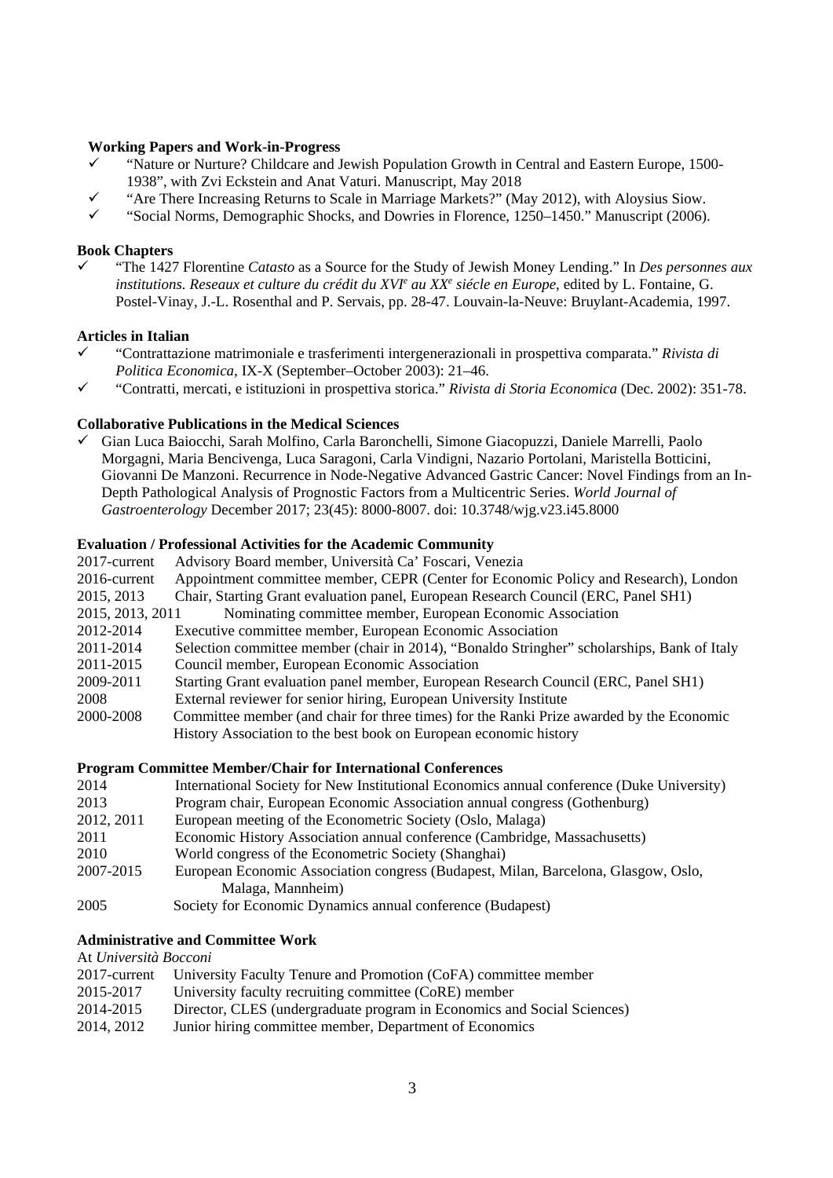**Working Papers and Work-in-Progress**

- ✓ "Nature or Nurture? Childcare and Jewish Population Growth in Central and Eastern Europe, 1500-1938", with Zvi Eckstein and Anat Vaturi. Manuscript, May 2018
- ✓ "Are There Increasing Returns to Scale in Marriage Markets?" (May 2012), with Aloysius Siow.
- ✓ "Social Norms, Demographic Shocks, and Dowries in Florence, 1250–1450." Manuscript (2006).

**Book Chapters**

- ✓ "The 1427 Florentine *Catasto* as a Source for the Study of Jewish Money Lending." In *Des personnes aux institutions. Reseaux et culture du crédit du XVI^e au XX^e siécle en Europe*, edited by L. Fontaine, G. Postel-Vinay, J.-L. Rosenthal and P. Servais, pp. 28-47. Louvain-la-Neuve: Bruylant-Academia, 1997.

**Articles in Italian**

- ✓ "Contrattazione matrimoniale e trasferimenti intergenerazionali in prospettiva comparata." *Rivista di Politica Economica*, IX-X (September–October 2003): 21–46.
- ✓ "Contratti, mercati, e istituzioni in prospettiva storica." *Rivista di Storia Economica* (Dec. 2002): 351-78.

**Collaborative Publications in the Medical Sciences**

- ✓ Gian Luca Baiocchi, Sarah Molfino, Carla Baronchelli, Simone Giacopuzzi, Daniele Marrelli, Paolo Morgagni, Maria Bencivenga, Luca Saragoni, Carla Vindigni, Nazario Portolani, Maristella Botticini, Giovanni De Manzoni. Recurrence in Node-Negative Advanced Gastric Cancer: Novel Findings from an In-Depth Pathological Analysis of Prognostic Factors from a Multicentric Series. *World Journal of Gastroenterology* December 2017; 23(45): 8000-8007. doi: 10.3748/wjg.v23.i45.8000

**Evaluation / Professional Activities for the Academic Community**

| | |
|---|---|
| 2017-current | Advisory Board member, Università Ca' Foscari, Venezia |
| 2016-current | Appointment committee member, CEPR (Center for Economic Policy and Research), London |
| 2015, 2013 | Chair, Starting Grant evaluation panel, European Research Council (ERC, Panel SH1) |
| 2015, 2013, 2011 | Nominating committee member, European Economic Association |
| 2012-2014 | Executive committee member, European Economic Association |
| 2011-2014 | Selection committee member (chair in 2014), "Bonaldo Stringher" scholarships, Bank of Italy |
| 2011-2015 | Council member, European Economic Association |
| 2009-2011 | Starting Grant evaluation panel member, European Research Council (ERC, Panel SH1) |
| 2008 | External reviewer for senior hiring, European University Institute |
| 2000-2008 | Committee member (and chair for three times) for the Ranki Prize awarded by the Economic History Association to the best book on European economic history |

**Program Committee Member/Chair for International Conferences**

| | |
|---|---|
| 2014 | International Society for New Institutional Economics annual conference (Duke University) |
| 2013 | Program chair, European Economic Association annual congress (Gothenburg) |
| 2012, 2011 | European meeting of the Econometric Society (Oslo, Malaga) |
| 2011 | Economic History Association annual conference (Cambridge, Massachusetts) |
| 2010 | World congress of the Econometric Society (Shanghai) |
| 2007-2015 | European Economic Association congress (Budapest, Milan, Barcelona, Glasgow, Oslo, Malaga, Mannheim) |
| 2005 | Society for Economic Dynamics annual conference (Budapest) |

**Administrative and Committee Work**

At *Università Bocconi*

| | |
|---|---|
| 2017-current | University Faculty Tenure and Promotion (CoFA) committee member |
| 2015-2017 | University faculty recruiting committee (CoRE) member |
| 2014-2015 | Director, CLES (undergraduate program in Economics and Social Sciences) |
| 2014, 2012 | Junior hiring committee member, Department of Economics |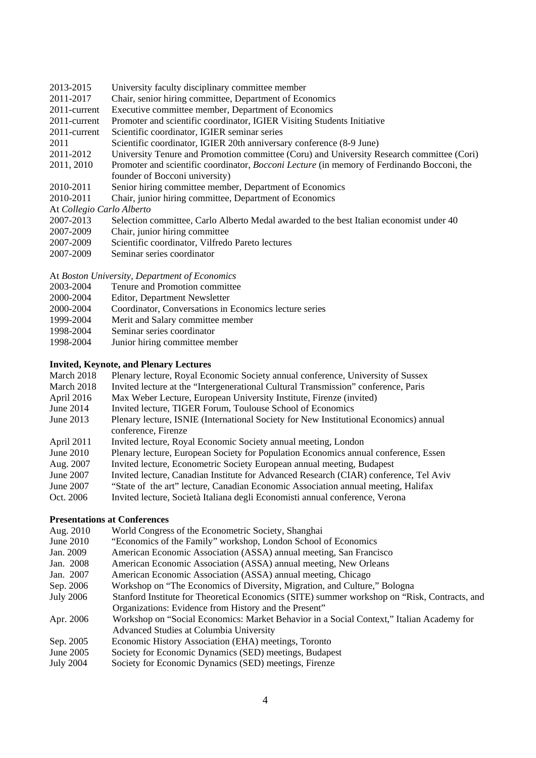2013-2015 University faculty disciplinary committee member
2011-2017 Chair, senior hiring committee, Department of Economics
2011-current Executive committee member, Department of Economics
2011-current Promoter and scientific coordinator, IGIER Visiting Students Initiative
2011-current Scientific coordinator, IGIER seminar series
2011 Scientific coordinator, IGIER 20th anniversary conference (8-9 June)
2011-2012 University Tenure and Promotion committee (Coru) and University Research committee (Cori)
2011, 2010 Promoter and scientific coordinator, *Bocconi Lecture* (in memory of Ferdinando Bocconi, the founder of Bocconi university)
2010-2011 Senior hiring committee member, Department of Economics
2010-2011 Chair, junior hiring committee, Department of Economics

At *Collegio Carlo Alberto*

2007-2013 Selection committee, Carlo Alberto Medal awarded to the best Italian economist under 40
2007-2009 Chair, junior hiring committee
2007-2009 Scientific coordinator, Vilfredo Pareto lectures
2007-2009 Seminar series coordinator

At *Boston University, Department of Economics*

2003-2004 Tenure and Promotion committee
2000-2004 Editor, Department Newsletter
2000-2004 Coordinator, Conversations in Economics lecture series
1999-2004 Merit and Salary committee member
1998-2004 Seminar series coordinator
1998-2004 Junior hiring committee member

**Invited, Keynote, and Plenary Lectures**

March 2018 Plenary lecture, Royal Economic Society annual conference, University of Sussex
March 2018 Invited lecture at the "Intergenerational Cultural Transmission" conference, Paris
April 2016 Max Weber Lecture, European University Institute, Firenze (invited)
June 2014 Invited lecture, TIGER Forum, Toulouse School of Economics
June 2013 Plenary lecture, ISNIE (International Society for New Institutional Economics) annual conference, Firenze
April 2011 Invited lecture, Royal Economic Society annual meeting, London
June 2010 Plenary lecture, European Society for Population Economics annual conference, Essen
Aug. 2007 Invited lecture, Econometric Society European annual meeting, Budapest
June 2007 Invited lecture, Canadian Institute for Advanced Research (CIAR) conference, Tel Aviv
June 2007 "State of the art" lecture, Canadian Economic Association annual meeting, Halifax
Oct. 2006 Invited lecture, Società Italiana degli Economisti annual conference, Verona

**Presentations at Conferences**

Aug. 2010 World Congress of the Econometric Society, Shanghai
June 2010 "Economics of the Family" workshop, London School of Economics
Jan. 2009 American Economic Association (ASSA) annual meeting, San Francisco
Jan. 2008 American Economic Association (ASSA) annual meeting, New Orleans
Jan. 2007 American Economic Association (ASSA) annual meeting, Chicago
Sep. 2006 Workshop on "The Economics of Diversity, Migration, and Culture," Bologna
July 2006 Stanford Institute for Theoretical Economics (SITE) summer workshop on "Risk, Contracts, and Organizations: Evidence from History and the Present"
Apr. 2006 Workshop on "Social Economics: Market Behavior in a Social Context," Italian Academy for Advanced Studies at Columbia University
Sep. 2005 Economic History Association (EHA) meetings, Toronto
June 2005 Society for Economic Dynamics (SED) meetings, Budapest
July 2004 Society for Economic Dynamics (SED) meetings, Firenze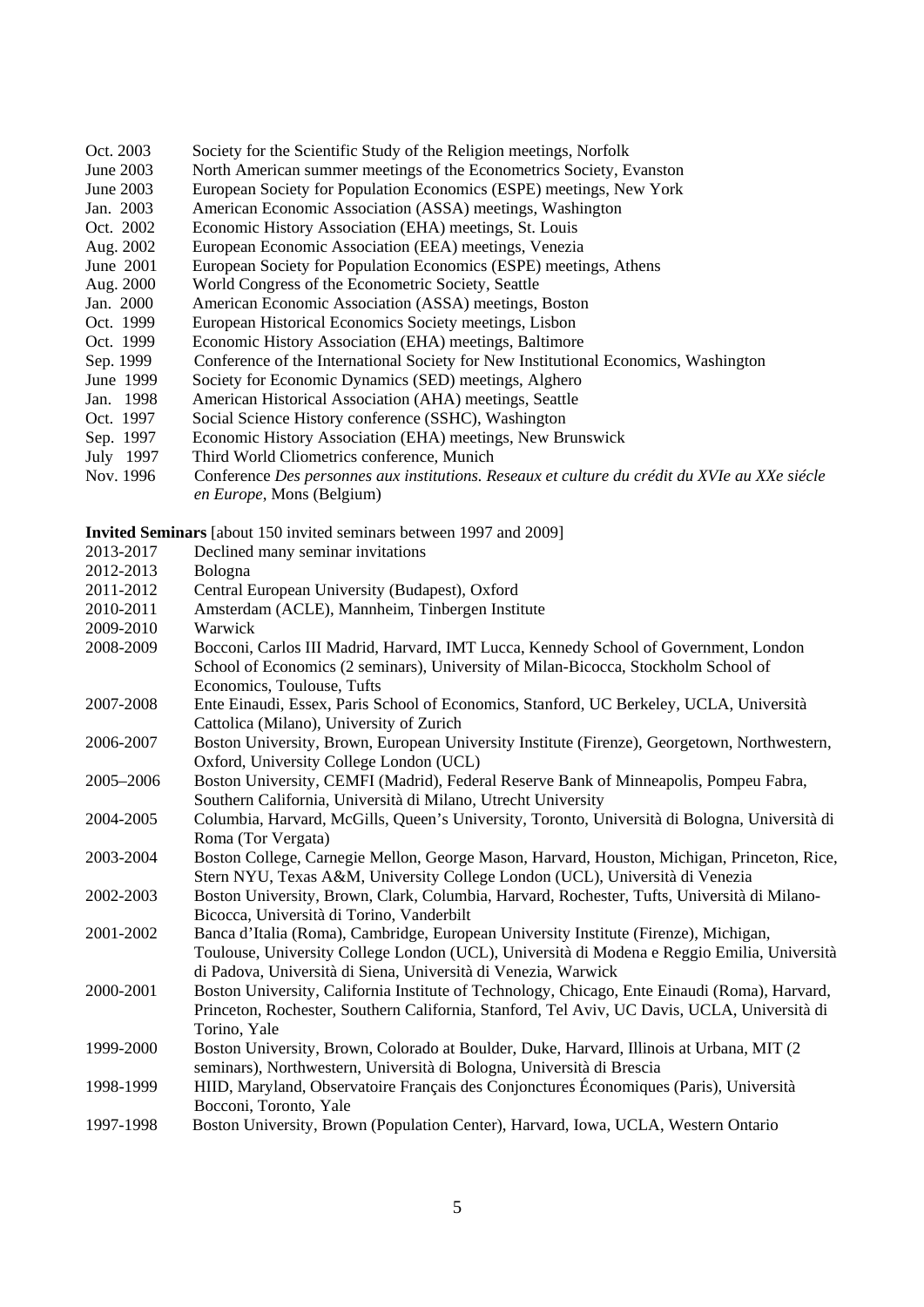| | |
|---|---|
| Oct. 2003 | Society for the Scientific Study of the Religion meetings, Norfolk |
| June 2003 | North American summer meetings of the Econometrics Society, Evanston |
| June 2003 | European Society for Population Economics (ESPE) meetings, New York |
| Jan. 2003 | American Economic Association (ASSA) meetings, Washington |
| Oct. 2002 | Economic History Association (EHA) meetings, St. Louis |
| Aug. 2002 | European Economic Association (EEA) meetings, Venezia |
| June 2001 | European Society for Population Economics (ESPE) meetings, Athens |
| Aug. 2000 | World Congress of the Econometric Society, Seattle |
| Jan. 2000 | American Economic Association (ASSA) meetings, Boston |
| Oct. 1999 | European Historical Economics Society meetings, Lisbon |
| Oct. 1999 | Economic History Association (EHA) meetings, Baltimore |
| Sep. 1999 | Conference of the International Society for New Institutional Economics, Washington |
| June 1999 | Society for Economic Dynamics (SED) meetings, Alghero |
| Jan. 1998 | American Historical Association (AHA) meetings, Seattle |
| Oct. 1997 | Social Science History conference (SSHC), Washington |
| Sep. 1997 | Economic History Association (EHA) meetings, New Brunswick |
| July 1997 | Third World Cliometrics conference, Munich |
| Nov. 1996 | Conference *Des personnes aux institutions. Reseaux et culture du crédit du XVIe au XXe siécle en Europe*, Mons (Belgium) |

**Invited Seminars** [about 150 invited seminars between 1997 and 2009]

| | |
|---|---|
| 2013-2017 | Declined many seminar invitations |
| 2012-2013 | Bologna |
| 2011-2012 | Central European University (Budapest), Oxford |
| 2010-2011 | Amsterdam (ACLE), Mannheim, Tinbergen Institute |
| 2009-2010 | Warwick |
| 2008-2009 | Bocconi, Carlos III Madrid, Harvard, IMT Lucca, Kennedy School of Government, London School of Economics (2 seminars), University of Milan-Bicocca, Stockholm School of Economics, Toulouse, Tufts |
| 2007-2008 | Ente Einaudi, Essex, Paris School of Economics, Stanford, UC Berkeley, UCLA, Università Cattolica (Milano), University of Zurich |
| 2006-2007 | Boston University, Brown, European University Institute (Firenze), Georgetown, Northwestern, Oxford, University College London (UCL) |
| 2005–2006 | Boston University, CEMFI (Madrid), Federal Reserve Bank of Minneapolis, Pompeu Fabra, Southern California, Università di Milano, Utrecht University |
| 2004-2005 | Columbia, Harvard, McGills, Queen's University, Toronto, Università di Bologna, Università di Roma (Tor Vergata) |
| 2003-2004 | Boston College, Carnegie Mellon, George Mason, Harvard, Houston, Michigan, Princeton, Rice, Stern NYU, Texas A&M, University College London (UCL), Università di Venezia |
| 2002-2003 | Boston University, Brown, Clark, Columbia, Harvard, Rochester, Tufts, Università di Milano-Bicocca, Università di Torino, Vanderbilt |
| 2001-2002 | Banca d'Italia (Roma), Cambridge, European University Institute (Firenze), Michigan, Toulouse, University College London (UCL), Università di Modena e Reggio Emilia, Università di Padova, Università di Siena, Università di Venezia, Warwick |
| 2000-2001 | Boston University, California Institute of Technology, Chicago, Ente Einaudi (Roma), Harvard, Princeton, Rochester, Southern California, Stanford, Tel Aviv, UC Davis, UCLA, Università di Torino, Yale |
| 1999-2000 | Boston University, Brown, Colorado at Boulder, Duke, Harvard, Illinois at Urbana, MIT (2 seminars), Northwestern, Università di Bologna, Università di Brescia |
| 1998-1999 | HIID, Maryland, Observatoire Français des Conjonctures Économiques (Paris), Università Bocconi, Toronto, Yale |
| 1997-1998 | Boston University, Brown (Population Center), Harvard, Iowa, UCLA, Western Ontario |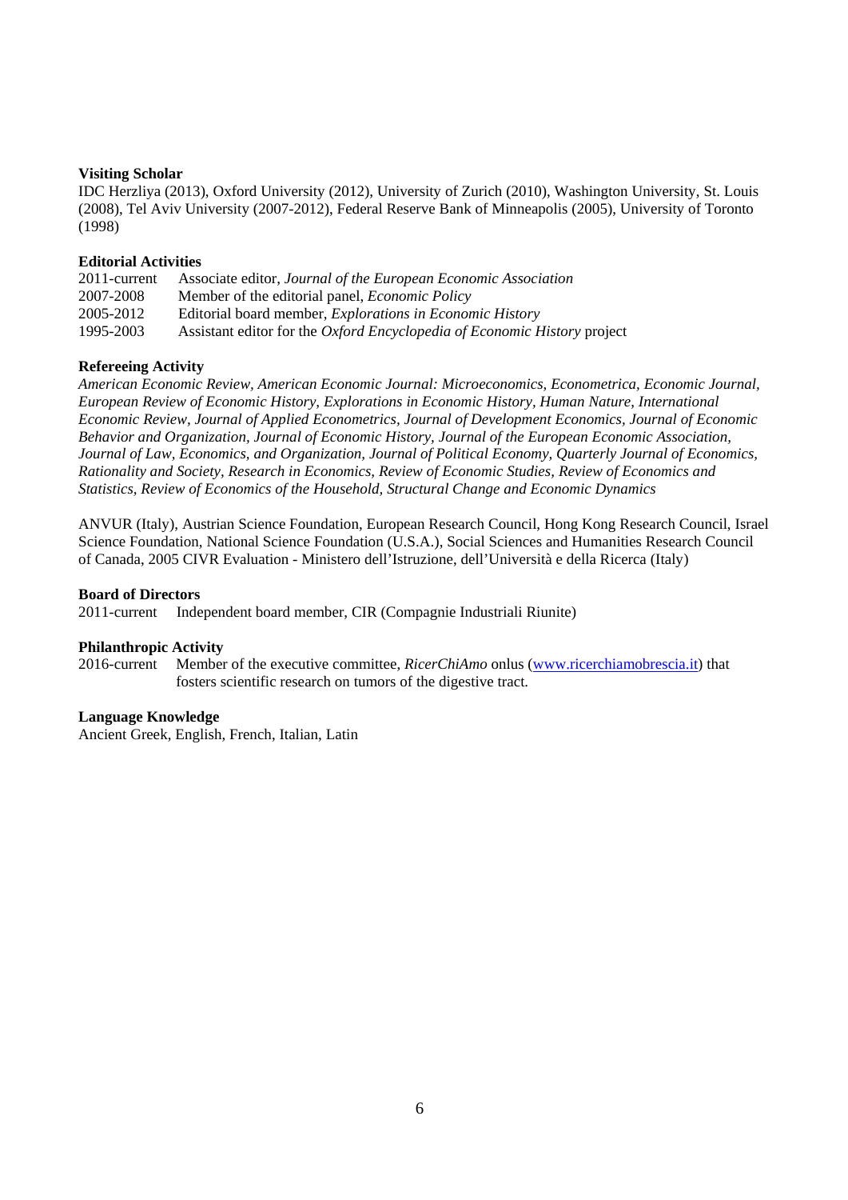**Visiting Scholar**

IDC Herzliya (2013), Oxford University (2012), University of Zurich (2010), Washington University, St. Louis (2008), Tel Aviv University (2007-2012), Federal Reserve Bank of Minneapolis (2005), University of Toronto (1998)

**Editorial Activities**

2011-current Associate editor, *Journal of the European Economic Association*
2007-2008 Member of the editorial panel, *Economic Policy*
2005-2012 Editorial board member, *Explorations in Economic History*
1995-2003 Assistant editor for the *Oxford Encyclopedia of Economic History* project

**Refereeing Activity**

*American Economic Review, American Economic Journal: Microeconomics, Econometrica, Economic Journal, European Review of Economic History, Explorations in Economic History, Human Nature, International Economic Review, Journal of Applied Econometrics, Journal of Development Economics, Journal of Economic Behavior and Organization, Journal of Economic History, Journal of the European Economic Association, Journal of Law, Economics, and Organization, Journal of Political Economy, Quarterly Journal of Economics, Rationality and Society, Research in Economics, Review of Economic Studies, Review of Economics and Statistics, Review of Economics of the Household, Structural Change and Economic Dynamics*

ANVUR (Italy), Austrian Science Foundation, European Research Council, Hong Kong Research Council, Israel Science Foundation, National Science Foundation (U.S.A.), Social Sciences and Humanities Research Council of Canada, 2005 CIVR Evaluation - Ministero dell'Istruzione, dell'Università e della Ricerca (Italy)

**Board of Directors**

2011-current Independent board member, CIR (Compagnie Industriali Riunite)

**Philanthropic Activity**

2016-current Member of the executive committee, *RicerChiAmo* onlus (www.ricerchiamobrescia.it) that fosters scientific research on tumors of the digestive tract.

**Language Knowledge**

Ancient Greek, English, French, Italian, Latin